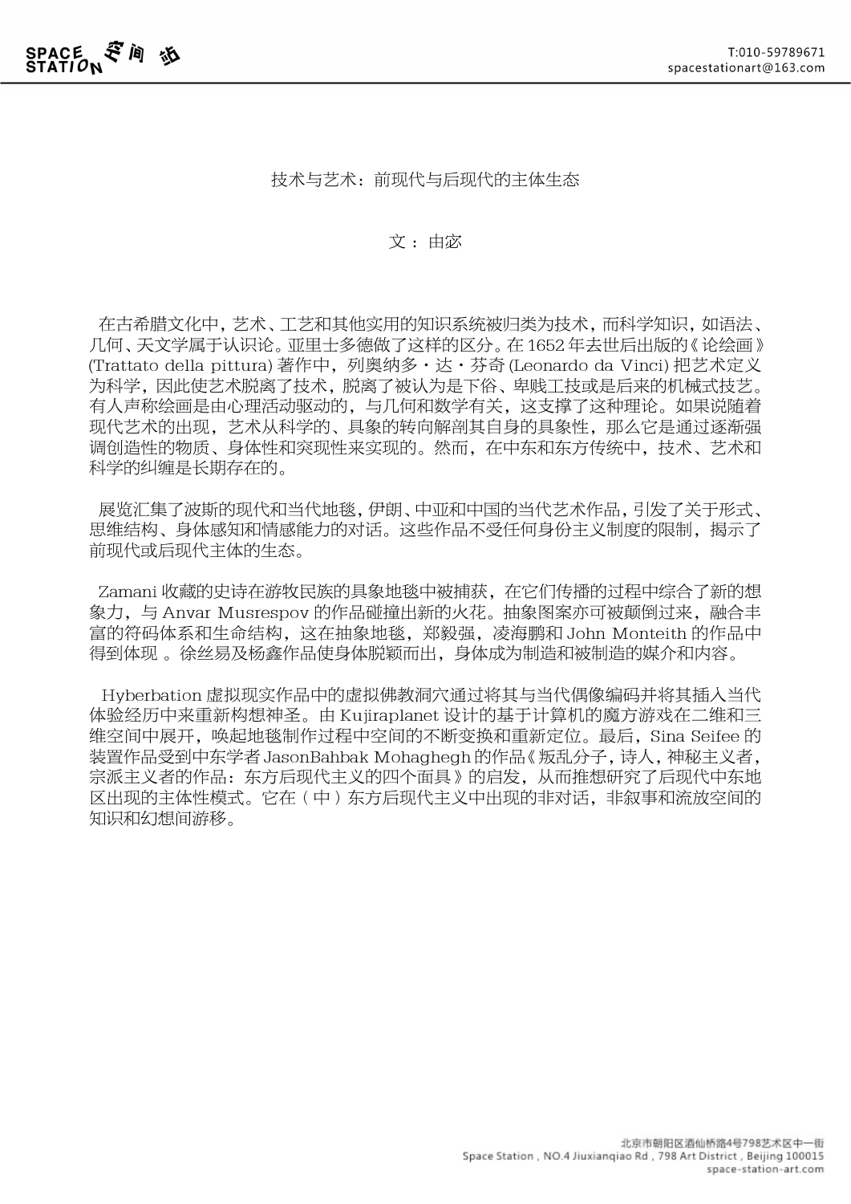# 技术与艺术：前现代与后现代的主体生态

文：由宓

在古希腊文化中，艺术、工艺和其他实用的知识系统被归类为技术，而科学知识，如语法、几何、天文学属于认识论。亚里士多德做了这样的区分。在1652年去世后出版的《论绘画》(Trattato della pittura) 著作中，列奥纳多・达・芬奇 (Leonardo da Vinci) 把艺术定义为科学，因此使艺术脱离了技术，脱离了被认为是下俗、卑贱工技或是后来的机械式技艺。有人声称绘画是由心理活动驱动的，与几何和数学有关，这支撑了这种理论。如果说随着现代艺术的出现，艺术从科学的、具象的转向解剖其自身的具象性，那么它是通过逐渐强调创造性的物质、身体性和突现性来实现的。然而，在中东和东方传统中，技术、艺术和科学的纠缠是长期存在的。

展览汇集了波斯的现代和当代地毯，伊朗、中亚和中国的当代艺术作品，引发了关于形式、思维结构、身体感知和情感能力的对话。这些作品不受任何身份主义制度的限制，揭示了前现代或后现代主体的生态。

Zamani 收藏的史诗在游牧民族的具象地毯中被捕获，在它们传播的过程中综合了新的想象力，与 Anvar Musrespov 的作品碰撞出新的火花。抽象图案亦可被颠倒过来，融合丰富的符码体系和生命结构，这在抽象地毯，郑毅强，凌海鹏和 John Monteith 的作品中得到体现 。徐丝易及杨鑫作品使身体脱颖而出，身体成为制造和被制造的媒介和内容。

Hyberbation 虚拟现实作品中的虚拟佛教洞穴通过将其与当代偶像编码并将其插入当代体验经历中来重新构想神圣。由 Kujiraplanet 设计的基于计算机的魔方游戏在二维和三维空间中展开，唤起地毯制作过程中空间的不断变换和重新定位。最后，Sina Seifee 的装置作品受到中东学者 JasonBahbak Mohaghegh 的作品《叛乱分子，诗人，神秘主义者，宗派主义者的作品：东方后现代主义的四个面具》的启发，从而推想研究了后现代中东地区出现的主体性模式。它在（中）东方后现代主义中出现的非对话，非叙事和流放空间的知识和幻想间游移。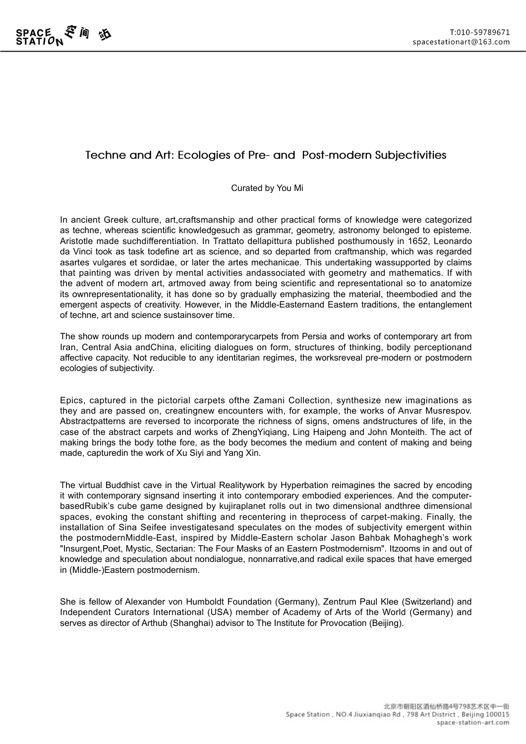# Techne and Art: Ecologies of Pre- and Post-modern Subjectivities

Curated by You Mi

In ancient Greek culture, art,craftsmanship and other practical forms of knowledge were categorized as techne, whereas scientific knowledgesuch as grammar, geometry, astronomy belonged to episteme. Aristotle made suchdifferentiation. In Trattato dellapittura published posthumously in 1652, Leonardo da Vinci took as task todefine art as science, and so departed from craftmanship, which was regarded asartes vulgares et sordidae, or later the artes mechanicae. This undertaking wassupported by claims that painting was driven by mental activities andassociated with geometry and mathematics. If with the advent of modern art, artmoved away from being scientific and representational so to anatomize its ownrepresentationality, it has done so by gradually emphasizing the material, theembodied and the emergent aspects of creativity. However, in the Middle-Easternand Eastern traditions, the entanglement of techne, art and science sustainsover time.

The show rounds up modern and contemporarycarpets from Persia and works of contemporary art from Iran, Central Asia andChina, eliciting dialogues on form, structures of thinking, bodily perceptionand affective capacity. Not reducible to any identitarian regimes, the worksreveal pre-modern or postmodern ecologies of subjectivity.

Epics, captured in the pictorial carpets ofthe Zamani Collection, synthesize new imaginations as they and are passed on, creatingnew encounters with, for example, the works of Anvar Musrespov. Abstractpatterns are reversed to incorporate the richness of signs, omens andstructures of life, in the case of the abstract carpets and works of ZhengYiqiang, Ling Haipeng and John Monteith. The act of making brings the body tothe fore, as the body becomes the medium and content of making and being made, capturedin the work of Xu Siyi and Yang Xin.

The virtual Buddhist cave in the Virtual Realitywork by Hyperbation reimagines the sacred by encoding it with contemporary signsand inserting it into contemporary embodied experiences. And the computer-basedRubik's cube game designed by kujiraplanet rolls out in two dimensional andthree dimensional spaces, evoking the constant shifting and recentering in theprocess of carpet-making. Finally, the installation of Sina Seifee investigatesand speculates on the modes of subjectivity emergent within the postmodernMiddle-East, inspired by Middle-Eastern scholar Jason Bahbak Mohaghegh's work "Insurgent,Poet, Mystic, Sectarian: The Four Masks of an Eastern Postmodernism". Itzooms in and out of knowledge and speculation about nondialogue, nonnarrative,and radical exile spaces that have emerged in (Middle-)Eastern postmodernism.

She is fellow of Alexander von Humboldt Foundation (Germany), Zentrum Paul Klee (Switzerland) and Independent Curators International (USA) member of Academy of Arts of the World (Germany) and serves as director of Arthub (Shanghai) advisor to The Institute for Provocation (Beijing).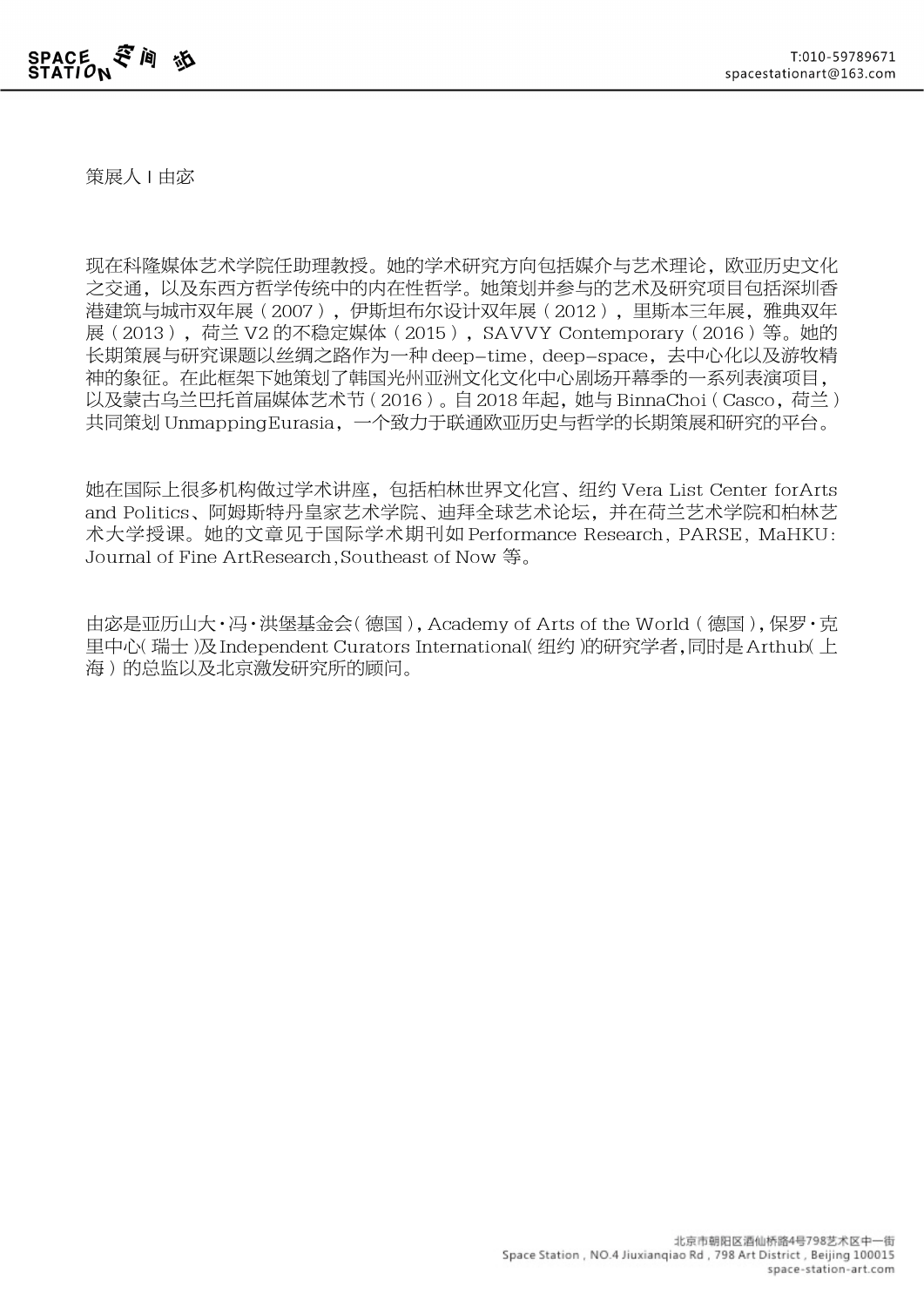策展人 I 由宓

现在科隆媒体艺术学院任助理教授。她的学术研究方向包括媒介与艺术理论，欧亚历史文化之交通，以及东西方哲学传统中的内在性哲学。她策划并参与的艺术及研究项目包括深圳香港建筑与城市双年展（2007），伊斯坦布尔设计双年展（2012），里斯本三年展，雅典双年展（2013），荷兰 V2 的不稳定媒体（2015），SAVVY Contemporary（2016）等。她的长期策展与研究课题以丝绸之路作为一种 deep-time，deep-space，去中心化以及游牧精神的象征。在此框架下她策划了韩国光州亚洲文化文化中心剧场开幕季的一系列表演项目，以及蒙古乌兰巴托首届媒体艺术节（2016）。自 2018 年起，她与 BinnaChoi（Casco，荷兰）共同策划 UnmappingEurasia，一个致力于联通欧亚历史与哲学的长期策展和研究的平台。

她在国际上很多机构做过学术讲座，包括柏林世界文化宫、纽约 Vera List Center forArts and Politics、阿姆斯特丹皇家艺术学院、迪拜全球艺术论坛，并在荷兰艺术学院和柏林艺术大学授课。她的文章见于国际学术期刊如 Performance Research，PARSE，MaHKU: Journal of Fine ArtResearch，Southeast of Now 等。

由宓是亚历山大·冯·洪堡基金会（德国），Academy of Arts of the World（德国），保罗·克里中心（瑞士）及Independent Curators International（纽约）的研究学者，同时是Arthub（上海）的总监以及北京激发研究所的顾问。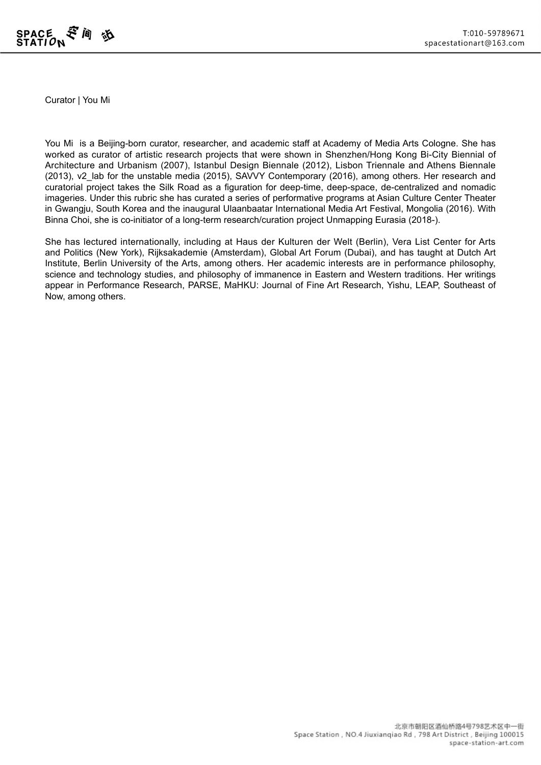Curator | You Mi

You Mi  is a Beijing-born curator, researcher, and academic staff at Academy of Media Arts Cologne. She has worked as curator of artistic research projects that were shown in Shenzhen/Hong Kong Bi-City Biennial of Architecture and Urbanism (2007), Istanbul Design Biennale (2012), Lisbon Triennale and Athens Biennale (2013), v2_lab for the unstable media (2015), SAVVY Contemporary (2016), among others. Her research and curatorial project takes the Silk Road as a figuration for deep-time, deep-space, de-centralized and nomadic imageries. Under this rubric she has curated a series of performative programs at Asian Culture Center Theater in Gwangju, South Korea and the inaugural Ulaanbaatar International Media Art Festival, Mongolia (2016). With Binna Choi, she is co-initiator of a long-term research/curation project Unmapping Eurasia (2018-).

She has lectured internationally, including at Haus der Kulturen der Welt (Berlin), Vera List Center for Arts and Politics (New York), Rijksakademie (Amsterdam), Global Art Forum (Dubai), and has taught at Dutch Art Institute, Berlin University of the Arts, among others. Her academic interests are in performance philosophy, science and technology studies, and philosophy of immanence in Eastern and Western traditions. Her writings appear in Performance Research, PARSE, MaHKU: Journal of Fine Art Research, Yishu, LEAP, Southeast of Now, among others.